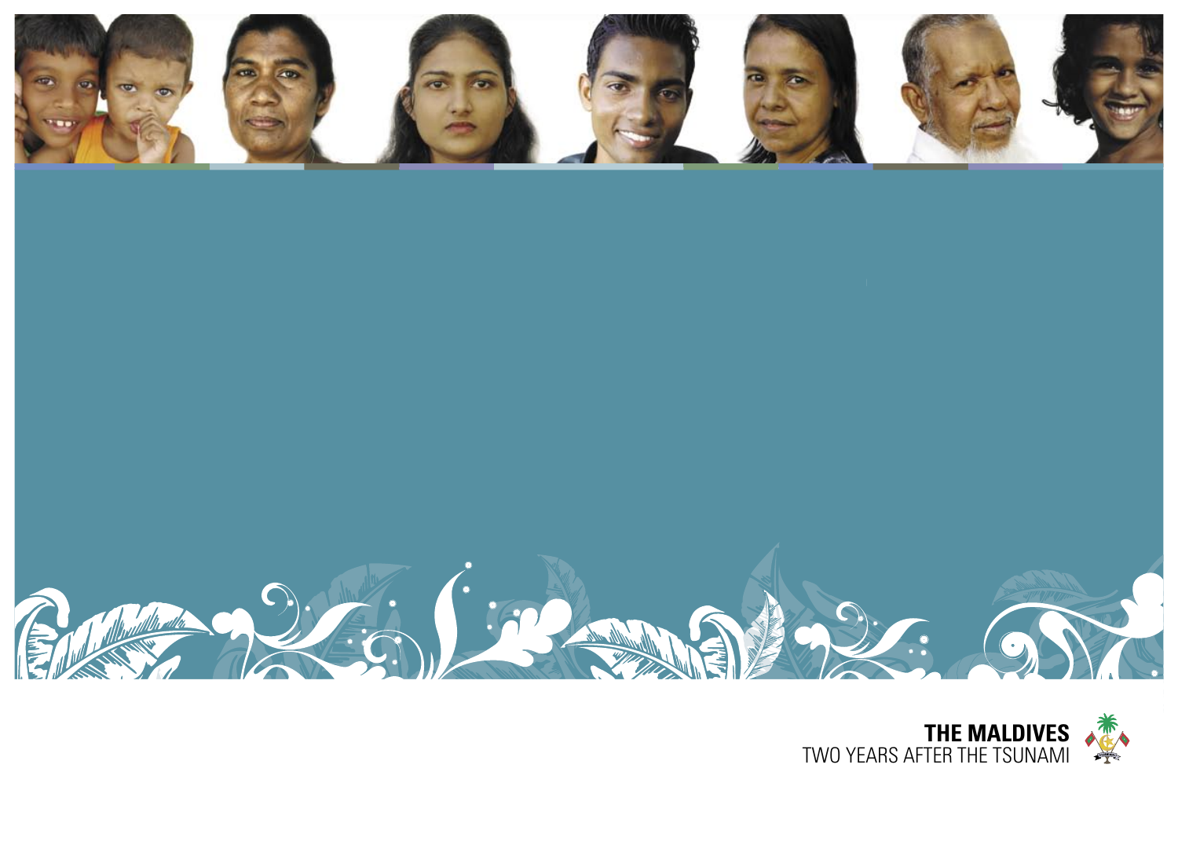**THE MALDIVES**
TWO YEARS AFTER THE TSUNAMI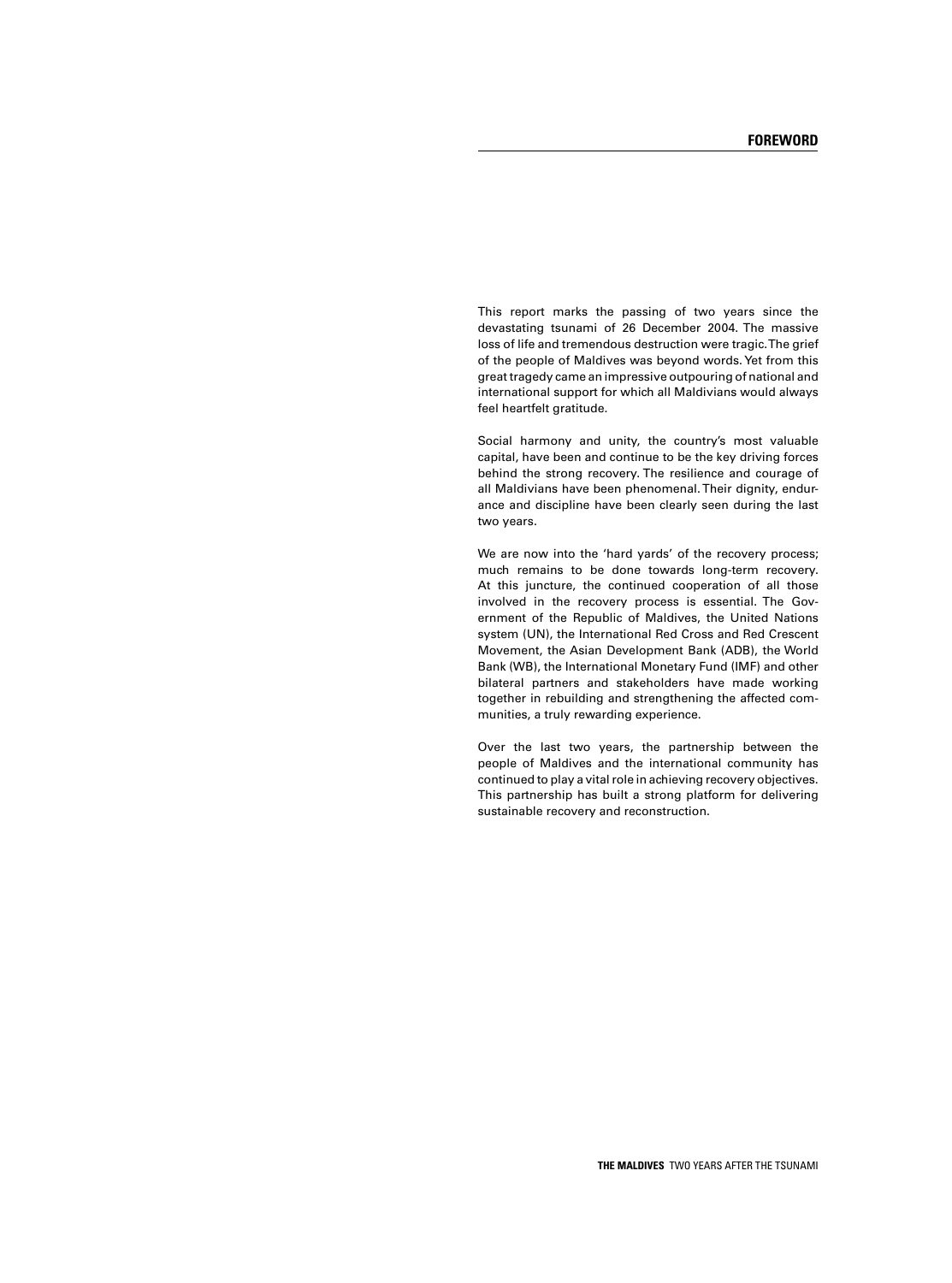# FOREWORD

This report marks the passing of two years since the devastating tsunami of 26 December 2004. The massive loss of life and tremendous destruction were tragic. The grief of the people of Maldives was beyond words. Yet from this great tragedy came an impressive outpouring of national and international support for which all Maldivians would always feel heartfelt gratitude.

Social harmony and unity, the country's most valuable capital, have been and continue to be the key driving forces behind the strong recovery. The resilience and courage of all Maldivians have been phenomenal. Their dignity, endurance and discipline have been clearly seen during the last two years.

We are now into the 'hard yards' of the recovery process; much remains to be done towards long-term recovery. At this juncture, the continued cooperation of all those involved in the recovery process is essential. The Government of the Republic of Maldives, the United Nations system (UN), the International Red Cross and Red Crescent Movement, the Asian Development Bank (ADB), the World Bank (WB), the International Monetary Fund (IMF) and other bilateral partners and stakeholders have made working together in rebuilding and strengthening the affected communities, a truly rewarding experience.

Over the last two years, the partnership between the people of Maldives and the international community has continued to play a vital role in achieving recovery objectives. This partnership has built a strong platform for delivering sustainable recovery and reconstruction.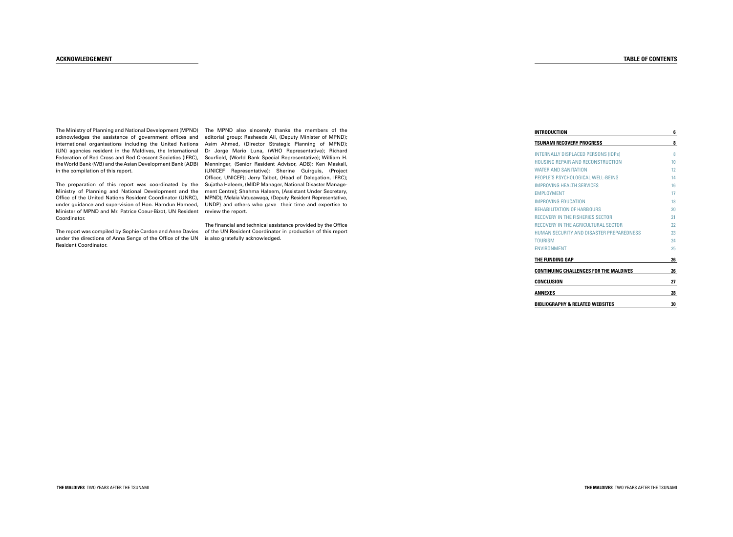## ACKNOWLEDGEMENT

The Ministry of Planning and National Development (MPND) acknowledges the assistance of government offices and international organisations including the United Nations (UN) agencies resident in the Maldives, the International Federation of Red Cross and Red Crescent Societies (IFRC), the World Bank (WB) and the Asian Development Bank (ADB) in the compilation of this report.

The preparation of this report was coordinated by the Ministry of Planning and National Development and the Office of the United Nations Resident Coordinator (UNRC), under guidance and supervision of Hon. Hamdun Hameed, Minister of MPND and Mr. Patrice Coeur-Bizot, UN Resident Coordinator.

The report was compiled by Sophie Cardon and Anne Davies under the directions of Anna Senga of the Office of the UN Resident Coordinator.

The MPND also sincerely thanks the members of the editorial group: Rasheeda Ali, (Deputy Minister of MPND); Asim Ahmed, (Director Strategic Planning of MPND); Dr Jorge Mario Luna, (WHO Representative); Richard Scurfield, (World Bank Special Representative); William H. Menninger, (Senior Resident Advisor, ADB); Ken Maskall, (UNICEF Representative); Sherine Guirguis, (Project Officer, UNICEF); Jerry Talbot, (Head of Delegation, IFRC); Sujatha Haleem, (MIDP Manager, National Disaster Management Centre); Shahma Haleem, (Assistant Under Secretary, MPND); Melaia Vatucawaqa, (Deputy Resident Representative, UNDP) and others who gave their time and expertise to review the report.

The financial and technical assistance provided by the Office of the UN Resident Coordinator in production of this report is also gratefully acknowledged.

## TABLE OF CONTENTS

| | |
|---|---|
| **INTRODUCTION** | **6** |
| **TSUNAMI RECOVERY PROGRESS** | **8** |
| INTERNALLY DISPLACED PERSONS (IDPs) | 8 |
| HOUSING REPAIR AND RECONSTRUCTION | 10 |
| WATER AND SANITATION | 12 |
| PEOPLE'S PSYCHOLOGICAL WELL-BEING | 14 |
| IMPROVING HEALTH SERVICES | 16 |
| EMPLOYMENT | 17 |
| IMPROVING EDUCATION | 18 |
| REHABILITATION OF HARBOURS | 20 |
| RECOVERY IN THE FISHERIES SECTOR | 21 |
| RECOVERY IN THE AGRICULTURAL SECTOR | 22 |
| HUMAN SECURITY AND DISASTER PREPAREDNESS | 23 |
| TOURISM | 24 |
| ENVIRONMENT | 25 |
| **THE FUNDING GAP** | **26** |
| **CONTINUING CHALLENGES FOR THE MALDIVES** | **26** |
| **CONCLUSION** | **27** |
| **ANNEXES** | **28** |
| **BIBLIOGRAPHY & RELATED WEBSITES** | **30** |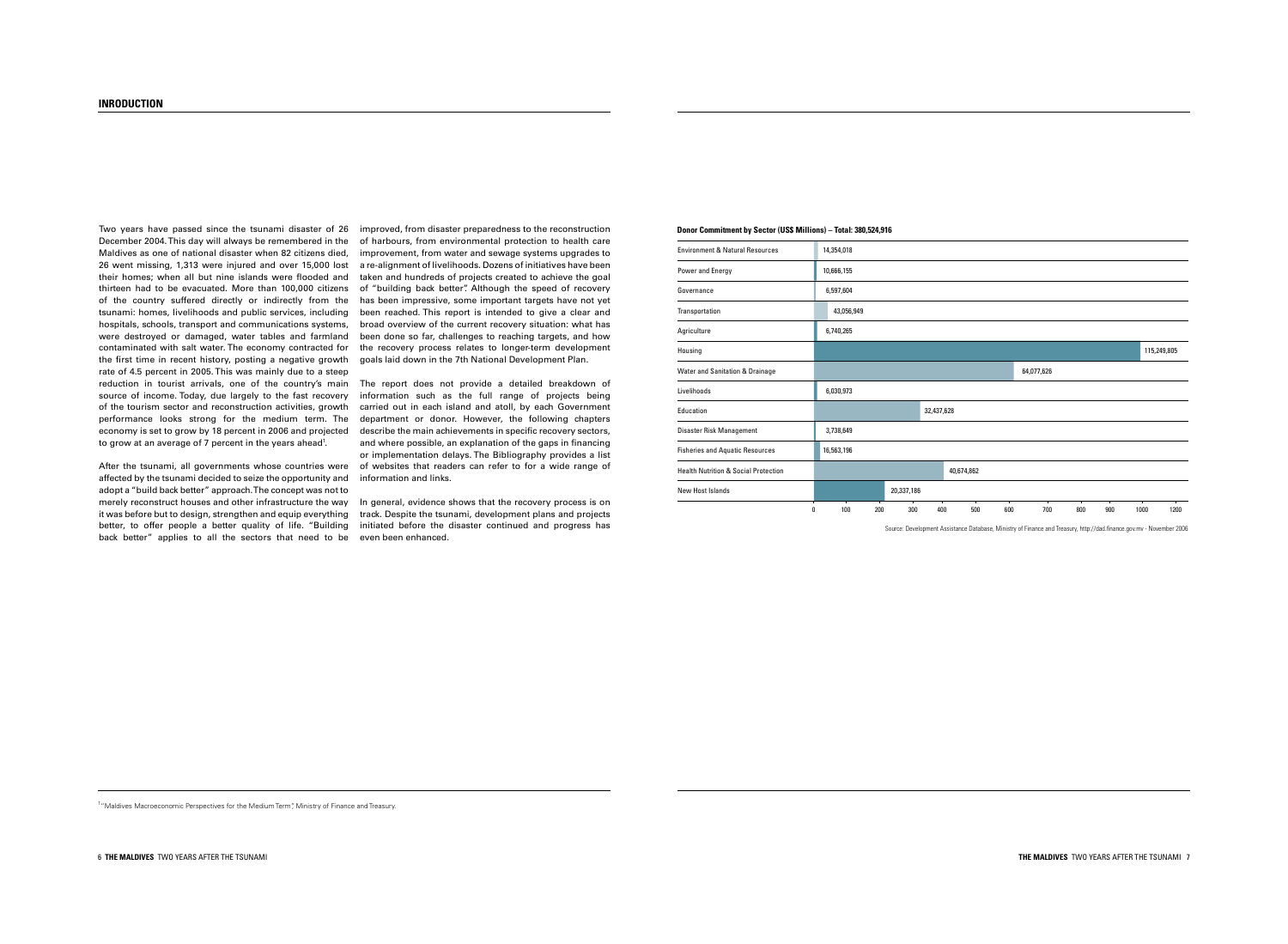## INRODUCTION

Two years have passed since the tsunami disaster of 26 December 2004. This day will always be remembered in the Maldives as one of national disaster when 82 citizens died, 26 went missing, 1,313 were injured and over 15,000 lost their homes; when all but nine islands were flooded and thirteen had to be evacuated. More than 100,000 citizens of the country suffered directly or indirectly from the tsunami: homes, livelihoods and public services, including hospitals, schools, transport and communications systems, were destroyed or damaged, water tables and farmland contaminated with salt water. The economy contracted for the first time in recent history, posting a negative growth rate of 4.5 percent in 2005. This was mainly due to a steep reduction in tourist arrivals, one of the country's main source of income. Today, due largely to the fast recovery of the tourism sector and reconstruction activities, growth performance looks strong for the medium term. The economy is set to grow by 18 percent in 2006 and projected to grow at an average of 7 percent in the years ahead[1].

After the tsunami, all governments whose countries were affected by the tsunami decided to seize the opportunity and adopt a "build back better" approach. The concept was not to merely reconstruct houses and other infrastructure the way it was before but to design, strengthen and equip everything better, to offer people a better quality of life. "Building back better" applies to all the sectors that need to be improved, from disaster preparedness to the reconstruction of harbours, from environmental protection to health care improvement, from water and sewage systems upgrades to a re-alignment of livelihoods. Dozens of initiatives have been taken and hundreds of projects created to achieve the goal of "building back better". Although the speed of recovery has been impressive, some important targets have not yet been reached. This report is intended to give a clear and broad overview of the current recovery situation: what has been done so far, challenges to reaching targets, and how the recovery process relates to longer-term development goals laid down in the 7th National Development Plan.

The report does not provide a detailed breakdown of information such as the full range of projects being carried out in each island and atoll, by each Government department or donor. However, the following chapters describe the main achievements in specific recovery sectors, and where possible, an explanation of the gaps in financing or implementation delays. The Bibliography provides a list of websites that readers can refer to for a wide range of information and links.

In general, evidence shows that the recovery process is on track. Despite the tsunami, development plans and projects initiated before the disaster continued and progress has even been enhanced.

**Donor Commitment by Sector (US$ Millions) – Total: 380,524,916**

| Sector | Commitment |
|---|---|
| Environment & Natural Resources | 14,354,018 |
| Power and Energy | 10,666,155 |
| Governance | 6,597,604 |
| Transportation | 43,056,949 |
| Agriculture | 6,740,265 |
| Housing | 115,249,805 |
| Water and Sanitation & Drainage | 64,077,626 |
| Livelihoods | 6,030,973 |
| Education | 32,437,628 |
| Disaster Risk Management | 3,738,649 |
| Fisheries and Aquatic Resources | 16,563,196 |
| Health Nutrition & Social Protection | 40,674,862 |
| New Host Islands | 20,337,186 |

Source: Development Assistance Database, Ministry of Finance and Treasury, http://dad.finance.gov.mv - November 2006

[1] "Maldives Macroeconomic Perspectives for the Medium Term", Ministry of Finance and Treasury.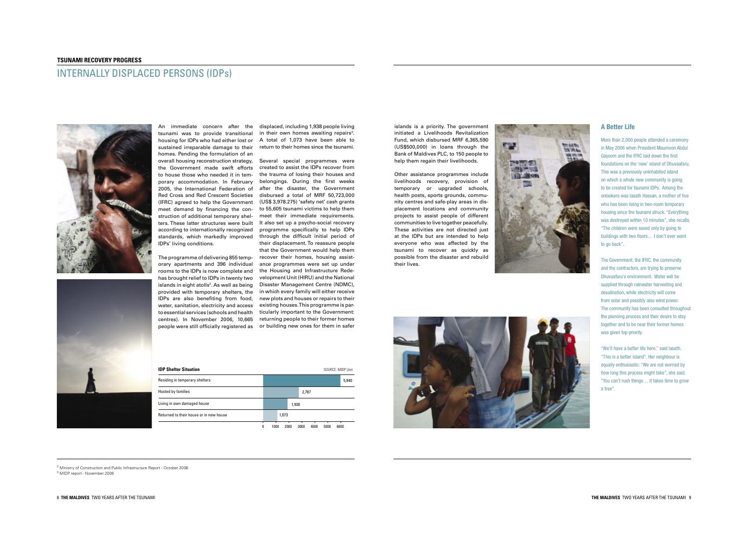**TSUNAMI RECOVERY PROGRESS**

# INTERNALLY DISPLACED PERSONS (IDPs)

An immediate concern after the tsunami was to provide transitional housing for IDPs who had either lost or sustained irreparable damage to their homes. Pending the formulation of an overall housing reconstruction strategy, the Government made swift efforts to house those who needed it in temporary accommodation. In February 2005, the International Federation of Red Cross and Red Crescent Societies (IFRC) agreed to help the Government meet demand by financing the construction of additional temporary shelters. These latter structures were built according to internationally recognized standards, which markedly improved IDPs' living conditions.

The programme of delivering 855 temporary apartments and 396 individual rooms to the IDPs is now complete and has brought relief to IDPs in twenty two islands in eight atolls[2]. As well as being provided with temporary shelters, the IDPs are also benefiting from food, water, sanitation, electricity and access to essential services (schools and health centres). In November 2006, 10,665 people were still officially registered as displaced, including 1,938 people living in their own homes awaiting repairs[3]. A total of 1,073 have been able to return to their homes since the tsunami.

Several special programmes were created to assist the IDPs recover from the trauma of losing their houses and belongings. During the first weeks after the disaster, the Government disbursed a total of MRF 50,723,000 (US$ 3,978.275) 'safety net' cash grants to 55,605 tsunami victims to help them meet their immediate requirements. It also set up a psycho-social recovery programme specifically to help IDPs through the difficult initial period of their displacement. To reassure people that the Government would help them recover their homes, housing assistance programmes were set up under the Housing and Infrastructure Redevelopment Unit (HIRU) and the National Disaster Management Centre (NDMC), in which every family will either receive new plots and houses or repairs to their existing houses. This programme is particularly important to the Government: returning people to their former homes or building new ones for them in safer islands is a priority. The government initiated a Livelihoods Revitalization Fund, which disbursed MRF 6,365,590 (US$500,000) in loans through the Bank of Maldives PLC, to 150 people to help them regain their livelihoods.

Other assistance programmes include livelihoods recovery, provision of temporary or upgraded schools, health posts, sports grounds, community centres and safe-play areas in displacement locations and community projects to assist people of different communities to live together peacefully. These activities are not directed just at the IDPs but are intended to help everyone who was affected by the tsunami to recover as quickly as possible from the disaster and rebuild their lives.

**IDP Shelter Situation** (SOURCE: MIDP Unit)

| Category | Number |
|---|---|
| Residing in temporary shelters | 5,940 |
| Hosted by families | 2,787 |
| Living in own damaged house | 1,938 |
| Returned to their house or in new house | 1,073 |

### A Better Life

More than 2,000 people attended a ceremony in May 2006 when President Maumoon Abdul Gayoom and the IFRC laid down the first foundations on the 'new' island of Dhuvaafaru. This was a previously uninhabited island on which a whole new community is going to be created for tsunami IDPs. Among the onlookers was Iasath Hassan, a mother of five who has been living in two-room temporary housing since the tsunami struck. "Everything was destroyed within 10 minutes", she recalls. "The children were saved only by going to buildings with two floors… I don't ever want to go back".

The Government, the IFRC, the community and the contractors, are trying to preserve Dhuvaafaru's environment. Water will be supplied through rainwater harvesting and desalination, while electricity will come from solar and possibly also wind power. The community has been consulted throughout the planning process and their desire to stay together and to be near their former homes was given top priority.

"We'll have a better life here," said Iasath. "This is a better island". Her neighbour is equally enthusiastic: "We are not worried by how long this process might take", she said. "You can't rush things… it takes time to grow a tree".

---

[2] Ministry of Construction and Public Infrastructure Report - October 2006

[3] MIDP report - November 2006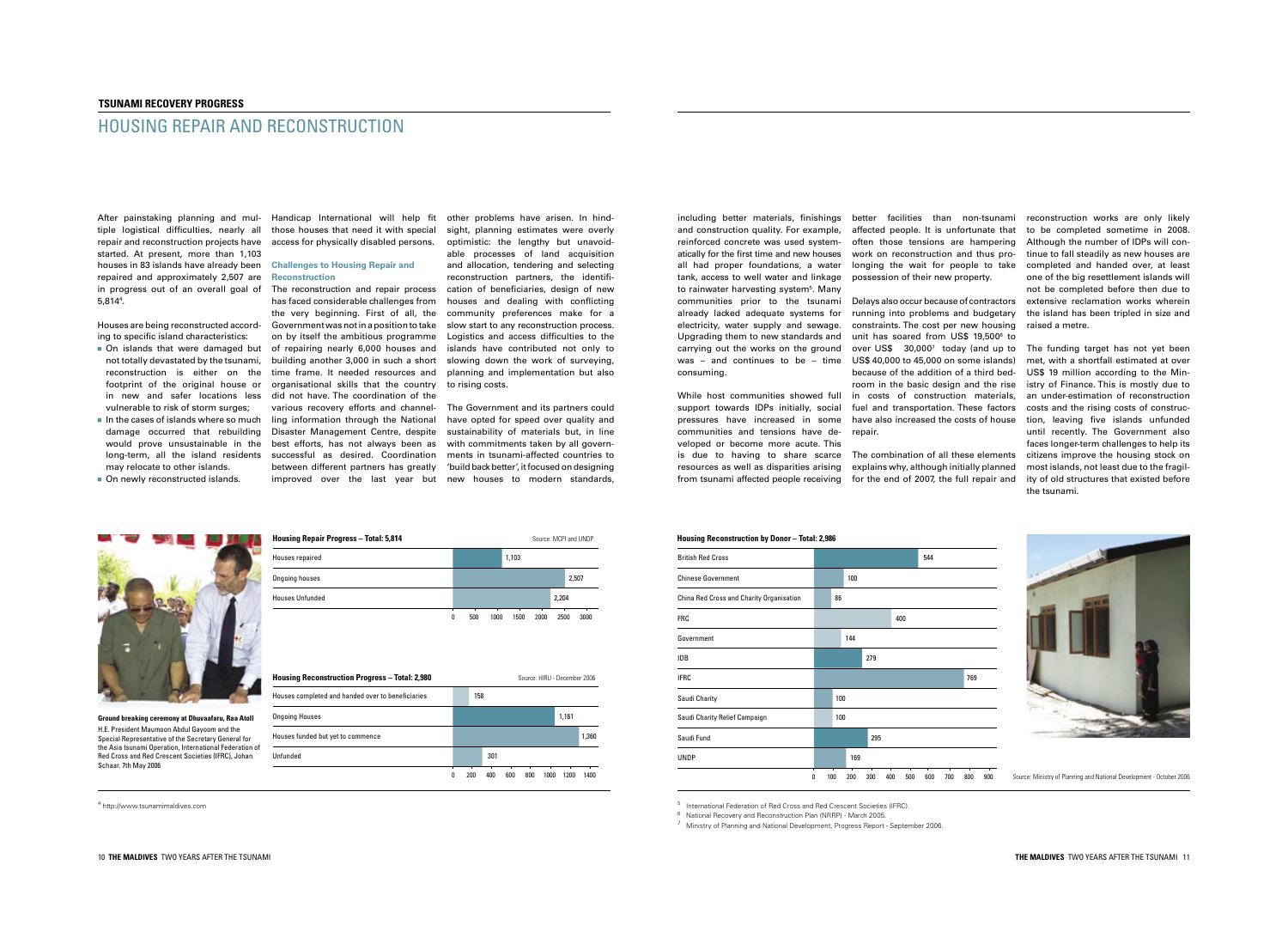# HOUSING REPAIR AND RECONSTRUCTION

After painstaking planning and multiple logistical difficulties, nearly all repair and reconstruction projects have started. At present, more than 1,103 houses in 83 islands have already been repaired and approximately 2,507 are in progress out of an overall goal of 5,814[4].

Houses are being reconstructed according to specific island characteristics:

- On islands that were damaged but not totally devastated by the tsunami, reconstruction is either on the footprint of the original house or in new and safer locations less vulnerable to risk of storm surges;
- In the cases of islands where so much damage occurred that rebuilding would prove unsustainable in the long-term, all the island residents may relocate to other islands.
- On newly reconstructed islands.

Handicap International will help fit those houses that need it with special access for physically disabled persons.

### Challenges to Housing Repair and Reconstruction

The reconstruction and repair process has faced considerable challenges from the very beginning. First of all, the Government was not in a position to take on by itself the ambitious programme of repairing nearly 6,000 houses and building another 3,000 in such a short time frame. It needed resources and organisational skills that the country did not have. The coordination of the various recovery efforts and channelling information through the National Disaster Management Centre, despite best efforts, has not always been as successful as desired. Coordination between different partners has greatly improved over the last year but other problems have arisen. In hindsight, planning estimates were overly optimistic: the lengthy but unavoidable processes of land acquisition and allocation, tendering and selecting reconstruction partners, the identification of beneficiaries, design of new houses and dealing with conflicting community preferences make for a slow start to any reconstruction process. Logistics and access difficulties to the islands have contributed not only to slowing down the work of surveying, planning and implementation but also to rising costs.

The Government and its partners could have opted for speed over quality and sustainability of materials but, in line with commitments taken by all governments in tsunami-affected countries to 'build back better', it focused on designing new houses to modern standards, including better materials, finishings and construction quality. For example, reinforced concrete was used systematically for the first time and new houses all had proper foundations, a water tank, access to well water and linkage to rainwater harvesting system[5]. Many communities prior to the tsunami already lacked adequate systems for electricity, water supply and sewage. Upgrading them to new standards and carrying out the works on the ground was – and continues to be – time consuming.

While host communities showed full support towards IDPs initially, social pressures have increased in some communities and tensions have developed or become more acute. This is due to having to share scarce resources as well as disparities arising from tsunami affected people receiving better facilities than non-tsunami affected people. It is unfortunate that often those tensions are hampering work on reconstruction and thus prolonging the wait for people to take possession of their new property.

Delays also occur because of contractors running into problems and budgetary constraints. The cost per new housing unit has soared from US$ 19,500[6] to over US$ 30,000[7] today (and up to US$ 40,000 to 45,000 on some islands) because of the addition of a third bedroom in the basic design and the rise in costs of construction materials, fuel and transportation. These factors have also increased the costs of house repair.

The combination of all these elements explains why, although initially planned for the end of 2007, the full repair and reconstruction works are only likely to be completed sometime in 2008. Although the number of IDPs will continue to fall steadily as new houses are completed and handed over, at least one of the big resettlement islands will not be completed before then due to extensive reclamation works wherein the island has been tripled in size and raised a metre.

The funding target has not yet been met, with a shortfall estimated at over US$ 19 million according to the Ministry of Finance. This is mostly due to an under-estimation of reconstruction costs and the rising costs of construction, leaving five islands unfunded until recently. The Government also faces longer-term challenges to help its citizens improve the housing stock on most islands, not least due to the fragility of old structures that existed before the tsunami.

**Ground breaking ceremony at Dhuvaafaru, Raa Atoll**
H.E. President Maumoon Abdul Gayoom and the Special Representative of the Secretary General for the Asia tsunami Operation, International Federation of Red Cross and Red Crescent Societies (IFRC), Johan Schaar. 7th May 2006

**Housing Repair Progress – Total: 5,814** (Source: MCPI and UNDP)

| Category | Number |
|---|---|
| Houses repaired | 1,103 |
| Ongoing houses | 2,507 |
| Houses Unfunded | 2,204 |

**Housing Reconstruction Progress – Total: 2,980** (Source: HIRU - December 2006)

| Category | Number |
|---|---|
| Houses completed and handed over to beneficiaries | 158 |
| Ongoing Houses | 1,161 |
| Houses funded but yet to commence | 1,360 |
| Unfunded | 301 |

**Housing Reconstruction by Donor – Total: 2,986** (Source: Ministry of Planning and National Development - October 2006)

| Donor | Number |
|---|---|
| British Red Cross | 544 |
| Chinese Government | 100 |
| China Red Cross and Charity Organisation | 86 |
| FRC | 400 |
| Government | 144 |
| IDB | 279 |
| IFRC | 769 |
| Saudi Charity | 100 |
| Saudi Charity Relief Campaign | 100 |
| Saudi Fund | 295 |
| UNDP | 169 |

[4] http://www.tsunamimaldives.com

[5] International Federation of Red Cross and Red Crescent Societies (IFRC).

[6] National Recovery and Reconstruction Plan (NRRP) - March 2005.

[7] Ministry of Planning and National Development, Progress Report - September 2006.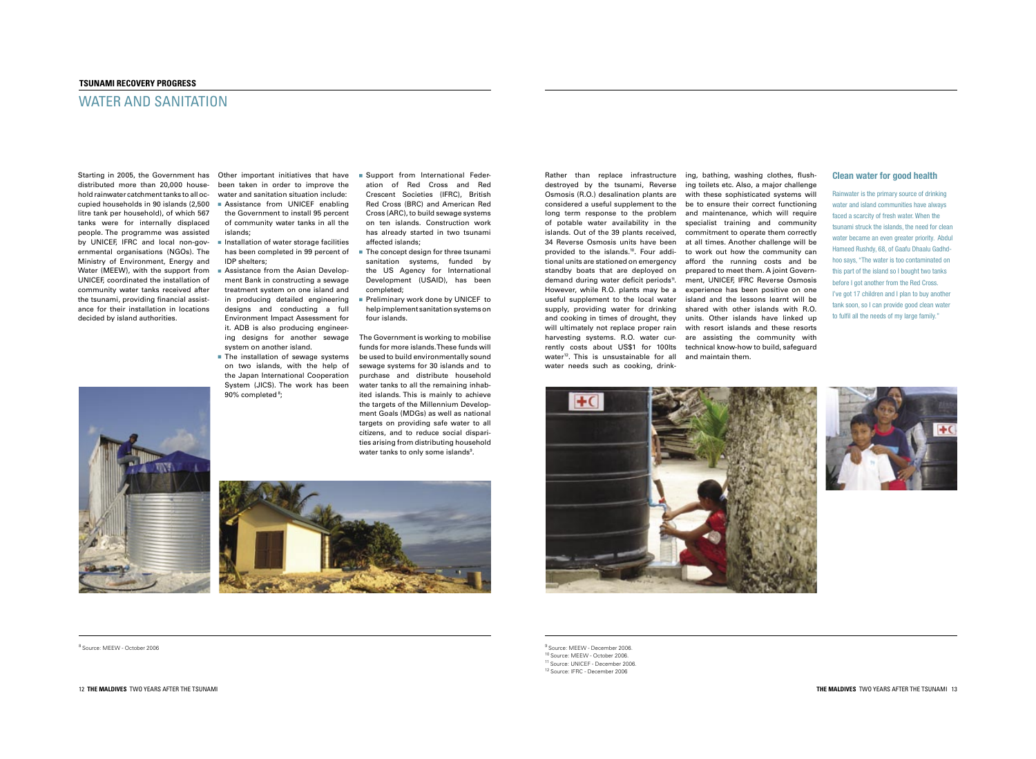# TSUNAMI RECOVERY PROGRESS

## WATER AND SANITATION

Starting in 2005, the Government has distributed more than 20,000 household rainwater catchment tanks to all occupied households in 90 islands (2,500 litre tank per household), of which 567 tanks were for internally displaced people. The programme was assisted by UNICEF, IFRC and local non-governmental organisations (NGOs). The Ministry of Environment, Energy and Water (MEEW), with the support from UNICEF, coordinated the installation of community water tanks received after the tsunami, providing financial assistance for their installation in locations decided by island authorities.

Other important initiatives that have been taken in order to improve the water and sanitation situation include:

- Assistance from UNICEF enabling the Government to install 95 percent of community water tanks in all the islands;
- Installation of water storage facilities has been completed in 99 percent of IDP shelters;
- Assistance from the Asian Development Bank in constructing a sewage treatment system on one island and in producing detailed engineering designs and conducting a full Environment Impact Assessment for it. ADB is also producing engineering designs for another sewage system on another island.
- The installation of sewage systems on two islands, with the help of the Japan International Cooperation System (JICS). The work has been 90% completed [8];
- Support from International Federation of Red Cross and Red Crescent Societies (IFRC), British Red Cross (BRC) and American Red Cross (ARC), to build sewage systems on ten islands. Construction work has already started in two tsunami affected islands;
- The concept design for three tsunami sanitation systems, funded by the US Agency for International Development (USAID), has been completed;
- Preliminary work done by UNICEF to help implement sanitation systems on four islands.

The Government is working to mobilise funds for more islands. These funds will be used to build environmentally sound sewage systems for 30 islands and to purchase and distribute household water tanks to all the remaining inhabited islands. This is mainly to achieve the targets of the Millennium Development Goals (MDGs) as well as national targets on providing safe water to all citizens, and to reduce social disparities arising from distributing household water tanks to only some islands[9].

Rather than replace infrastructure destroyed by the tsunami, Reverse Osmosis (R.O.) desalination plants are considered a useful supplement to the long term response to the problem of potable water availability in the islands. Out of the 39 plants received, 34 Reverse Osmosis units have been provided to the islands.[10]. Four additional units are stationed on emergency standby boats that are deployed on demand during water deficit periods[11]. However, while R.O. plants may be a useful supplement to the local water supply, providing water for drinking and cooking in times of drought, they will ultimately not replace proper rain harvesting systems. R.O. water currently costs about US$1 for 100lts water[12]. This is unsustainable for all water needs such as cooking, drinking, bathing, washing clothes, flushing toilets etc. Also, a major challenge with these sophisticated systems will be to ensure their correct functioning and maintenance, which will require specialist training and community commitment to operate them correctly at all times. Another challenge will be to work out how the community can afford the running costs and be prepared to meet them. A joint Government, UNICEF, IFRC Reverse Osmosis experience has been positive on one island and the lessons learnt will be shared with other islands with R.O. units. Other islands have linked up with resort islands and these resorts are assisting the community with technical know-how to build, safeguard and maintain them.

### Clean water for good health

Rainwater is the primary source of drinking water and island communities have always faced a scarcity of fresh water. When the tsunami struck the islands, the need for clean water became an even greater priority. Abdul Hameed Rushdy, 68, of Gaafu Dhaalu Gadhdhoo says, "The water is too contaminated on this part of the island so I bought two tanks before I got another from the Red Cross. I've got 17 children and I plan to buy another tank soon, so I can provide good clean water to fulfil all the needs of my large family."

---

[8] Source: MEEW - October 2006

[9] Source: MEEW - December 2006.
[10] Source: MEEW - October 2006.
[11] Source: UNICEF - December 2006.
[12] Source: IFRC - December 2006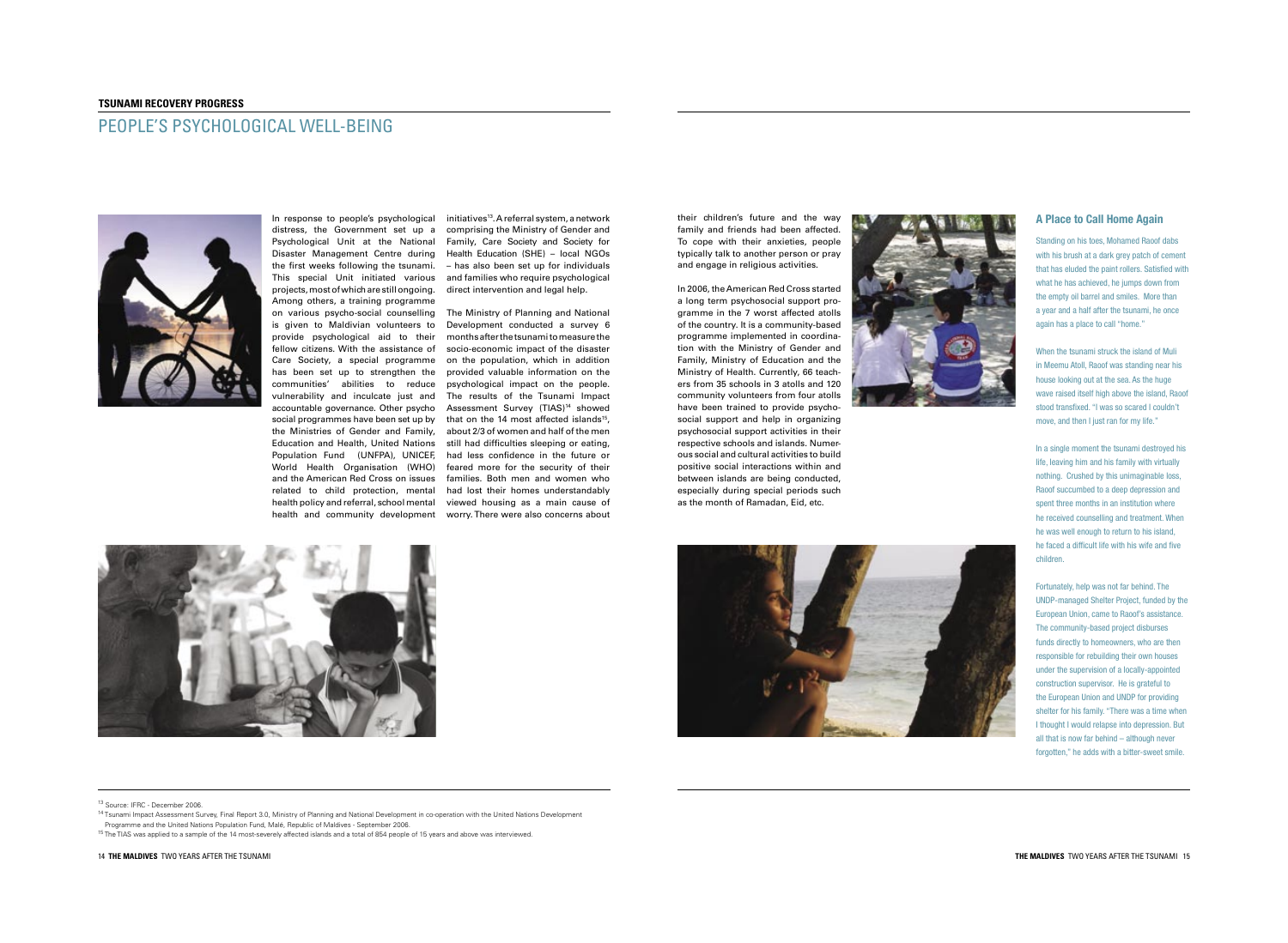**TSUNAMI RECOVERY PROGRESS**

# PEOPLE'S PSYCHOLOGICAL WELL-BEING

In response to people's psychological distress, the Government set up a Psychological Unit at the National Disaster Management Centre during the first weeks following the tsunami. This special Unit initiated various projects, most of which are still ongoing. Among others, a training programme on various psycho-social counselling is given to Maldivian volunteers to provide psychological aid to their fellow citizens. With the assistance of Care Society, a special programme has been set up to strengthen the communities' abilities to reduce vulnerability and inculcate just and accountable governance. Other psycho social programmes have been set up by the Ministries of Gender and Family, Education and Health, United Nations Population Fund (UNFPA), UNICEF, World Health Organisation (WHO) and the American Red Cross on issues related to child protection, mental health policy and referral, school mental health and community development initiatives[13]. A referral system, a network comprising the Ministry of Gender and Family, Care Society and Society for Health Education (SHE) – local NGOs – has also been set up for individuals and families who require psychological direct intervention and legal help.

The Ministry of Planning and National Development conducted a survey 6 months after the tsunami to measure the socio-economic impact of the disaster on the population, which in addition provided valuable information on the psychological impact on the people. The results of the Tsunami Impact Assessment Survey (TIAS)[14] showed that on the 14 most affected islands[15], about 2/3 of women and half of the men still had difficulties sleeping or eating, had less confidence in the future or feared more for the security of their families. Both men and women who had lost their homes understandably viewed housing as a main cause of worry. There were also concerns about their children's future and the way family and friends had been affected. To cope with their anxieties, people typically talk to another person or pray and engage in religious activities.

In 2006, the American Red Cross started a long term psychosocial support programme in the 7 worst affected atolls of the country. It is a community-based programme implemented in coordination with the Ministry of Gender and Family, Ministry of Education and the Ministry of Health. Currently, 66 teachers from 35 schools in 3 atolls and 120 community volunteers from four atolls have been trained to provide psychosocial support and help in organizing psychosocial support activities in their respective schools and islands. Numerous social and cultural activities to build positive social interactions within and between islands are being conducted, especially during special periods such as the month of Ramadan, Eid, etc.

### A Place to Call Home Again

Standing on his toes, Mohamed Raoof dabs with his brush at a dark grey patch of cement that has eluded the paint rollers. Satisfied with what he has achieved, he jumps down from the empty oil barrel and smiles. More than a year and a half after the tsunami, he once again has a place to call "home."

When the tsunami struck the island of Muli in Meemu Atoll, Raoof was standing near his house looking out at the sea. As the huge wave raised itself high above the island, Raoof stood transfixed. "I was so scared I couldn't move, and then I just ran for my life."

In a single moment the tsunami destroyed his life, leaving him and his family with virtually nothing. Crushed by this unimaginable loss, Raoof succumbed to a deep depression and spent three months in an institution where he received counselling and treatment. When he was well enough to return to his island, he faced a difficult life with his wife and five children.

Fortunately, help was not far behind. The UNDP-managed Shelter Project, funded by the European Union, came to Raoof's assistance. The community-based project disburses funds directly to homeowners, who are then responsible for rebuilding their own houses under the supervision of a locally-appointed construction supervisor. He is grateful to the European Union and UNDP for providing shelter for his family. "There was a time when I thought I would relapse into depression. But all that is now far behind – although never forgotten," he adds with a bitter-sweet smile.

---

[13] Source: IFRC - December 2006.

[14] Tsunami Impact Assessment Survey, Final Report 3.0, Ministry of Planning and National Development in co-operation with the United Nations Development Programme and the United Nations Population Fund, Malé, Republic of Maldives - September 2006.

[15] The TIAS was applied to a sample of the 14 most-severely affected islands and a total of 854 people of 15 years and above was interviewed.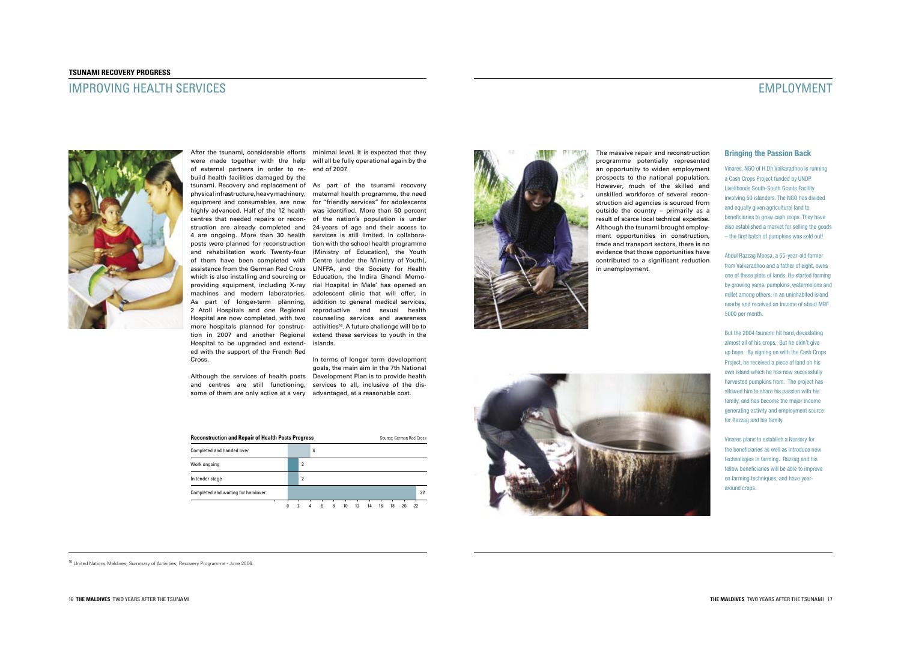**TSUNAMI RECOVERY PROGRESS**

# IMPROVING HEALTH SERVICES

After the tsunami, considerable efforts were made together with the help of external partners in order to rebuild health facilities damaged by the tsunami. Recovery and replacement of physical infrastructure, heavy machinery, equipment and consumables, are now highly advanced. Half of the 12 health centres that needed repairs or reconstruction are already completed and 4 are ongoing. More than 30 health posts were planned for reconstruction and rehabilitation work. Twenty-four of them have been completed with assistance from the German Red Cross which is also installing and sourcing or providing equipment, including X-ray machines and modern laboratories. As part of longer-term planning, 2 Atoll Hospitals and one Regional Hospital are now completed, with two more hospitals planned for construction in 2007 and another Regional Hospital to be upgraded and extended with the support of the French Red Cross.

Although the services of health posts and centres are still functioning, some of them are only active at a very minimal level. It is expected that they will all be fully operational again by the end of 2007.

As part of the tsunami recovery maternal health programme, the need for "friendly services" for adolescents was identified. More than 50 percent of the nation's population is under 24-years of age and their access to services is still limited. In collaboration with the school health programme (Ministry of Education), the Youth Centre (under the Ministry of Youth), UNFPA, and the Society for Health Education, the Indira Ghandi Memorial Hospital in Male' has opened an adolescent clinic that will offer, in addition to general medical services, reproductive and sexual health counseling services and awareness activities[16]. A future challenge will be to extend these services to youth in the islands.

In terms of longer term development goals, the main aim in the 7th National Development Plan is to provide health services to all, inclusive of the disadvantaged, at a reasonable cost.

**Reconstruction and Repair of Health Posts Progress** — Source: German Red Cross

| Status | Number |
|---|---|
| Completed and handed over | 4 |
| Work ongoing | 2 |
| In tender stage | 2 |
| Completed and waiting for handover | 22 |

[16] United Nations Maldives, Summary of Activities, Recovery Programme - June 2006.

# EMPLOYMENT

The massive repair and reconstruction programme potentially represented an opportunity to widen employment prospects to the national population. However, much of the skilled and unskilled workforce of several reconstruction aid agencies is sourced from outside the country – primarily as a result of scarce local technical expertise. Although the tsunami brought employment opportunities in construction, trade and transport sectors, there is no evidence that those opportunities have contributed to a significant reduction in unemployment.

### Bringing the Passion Back

Vinares, NGO of H.Dh.Vaikaradhoo is running a Cash Crops Project funded by UNDP Livelihoods South-South Grants Facility involving 50 islanders. The NGO has divided and equally given agricultural land to beneficiaries to grow cash crops. They have also established a market for selling the goods – the first batch of pumpkins was sold out!

Abdul Razzag Moosa, a 55-year-old farmer from Vaikaradhoo and a father of eight, owns one of these plots of lands. He started farming by growing yams, pumpkins, watermelons and millet among others, in an uninhabited island nearby and received an income of about MRF 5000 per month.

But the 2004 tsunami hit hard, devastating almost all of his crops. But he didn't give up hope. By signing on with the Cash Crops Project, he received a piece of land on his own island which he has now successfully harvested pumpkins from. The project has allowed him to share his passion with his family, and has become the major income generating activity and employment source for Razzag and his family.

Vinares plans to establish a Nursery for the beneficiaries as well as introduce new technologies in farming. Razzag and his fellow beneficiaries will be able to improve on farming techniques, and have year-around crops.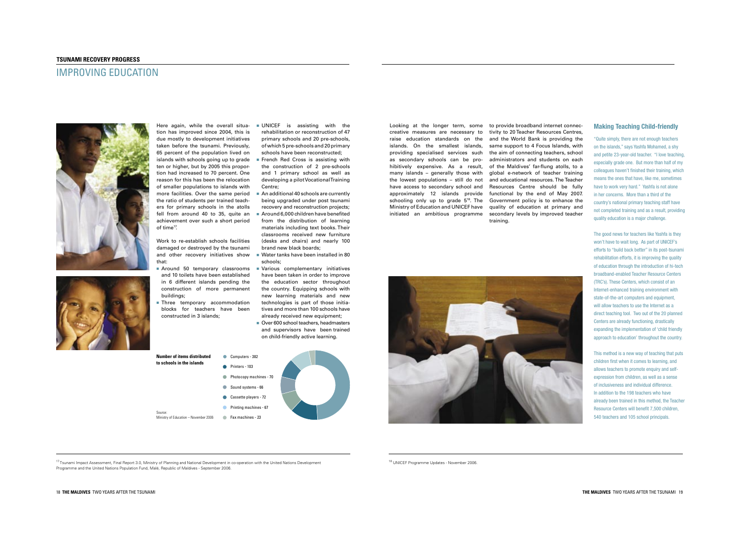**TSUNAMI RECOVERY PROGRESS**

# IMPROVING EDUCATION

Here again, while the overall situation has improved since 2004, this is due mostly to development initiatives taken before the tsunami. Previously, 65 percent of the population lived on islands with schools going up to grade ten or higher, but by 2005 this proportion had increased to 70 percent. One reason for this has been the relocation of smaller populations to islands with more facilities. Over the same period the ratio of students per trained teachers for primary schools in the atolls fell from around 40 to 35, quite an achievement over such a short period of time[17].

Work to re-establish schools facilities damaged or destroyed by the tsunami and other recovery initiatives show that:

- Around 50 temporary classrooms and 10 toilets have been established in 6 different islands pending the construction of more permanent buildings;
- Three temporary accommodation blocks for teachers have been constructed in 3 islands;
- UNICEF is assisting with the rehabilitation or reconstruction of 47 primary schools and 20 pre-schools, of which 5 pre-schools and 20 primary schools have been reconstructed;
- French Red Cross is assisting with the construction of 2 pre-schools and 1 primary school as well as developing a pilot Vocational Training Centre;
- An additional 40 schools are currently being upgraded under post tsunami recovery and reconstruction projects;
- Around 6,000 children have benefited from the distribution of learning materials including text books. Their classrooms received new furniture (desks and chairs) and nearly 100 brand new black boards;
- Water tanks have been installed in 80 schools;
- Various complementary initiatives have been taken in order to improve the education sector throughout the country. Equipping schools with new learning materials and new technologies is part of those initiatives and more than 100 schools have already received new equipment;
- Over 600 school teachers, headmasters and supervisors have been trained on child-friendly active learning.

**Number of items distributed to schools in the islands**

| Item | Number |
|---|---|
| Computers | 382 |
| Printers | 103 |
| Photocopy machines | 70 |
| Sound systems | 66 |
| Cassette players | 72 |
| Printing machines | 67 |
| Fax machines | 23 |

Source: Ministry of Education – November 2006

Looking at the longer term, some creative measures are necessary to raise education standards on the islands. On the smallest islands, providing specialised services such as secondary schools can be prohibitively expensive. As a result, many islands – generally those with the lowest populations – still do not have access to secondary school and approximately 12 islands provide schooling only up to grade 5[18]. The Ministry of Education and UNICEF have initiated an ambitious programme to provide broadband internet connectivity to 20 Teacher Resources Centres, and the World Bank is providing the same support to 4 Focus Islands, with the aim of connecting teachers, school administrators and students on each of the Maldives' far-flung atolls, to a global e-network of teacher training and educational resources. The Teacher Resources Centre should be fully functional by the end of May 2007. Government policy is to enhance the quality of education at primary and secondary levels by improved teacher training.

### Making Teaching Child-friendly

"Quite simply, there are not enough teachers on the islands," says Yashfa Mohamed, a shy and petite 23-year-old teacher. "I love teaching, especially grade one. But more than half of my colleagues haven't finished their training, which means the ones that have, like me, sometimes have to work very hard." Yashfa is not alone in her concerns. More than a third of the country's national primary teaching staff have not completed training and as a result, providing quality education is a major challenge.

The good news for teachers like Yashfa is they won't have to wait long. As part of UNICEF's efforts to "build back better" in its post-tsunami rehabilitation efforts, it is improving the quality of education through the introduction of hi-tech broadband-enabled Teacher Resource Centers (TRC's). These Centers, which consist of an Internet-enhanced training environment with state-of-the-art computers and equipment, will allow teachers to use the Internet as a direct teaching tool. Two out of the 20 planned Centers are already functioning, drastically expanding the implementation of 'child friendly approach to education' throughout the country.

This method is a new way of teaching that puts children first when it comes to learning, and allows teachers to promote enquiry and self-expression from children, as well as a sense of inclusiveness and individual difference. In addition to the 198 teachers who have already been trained in this method, the Teacher Resource Centers will benefit 7,500 children, 540 teachers and 105 school principals.

[17] Tsunami Impact Assessment, Final Report 3.0, Ministry of Planning and National Development in co-operation with the United Nations Development Programme and the United Nations Population Fund, Malé, Republic of Maldives - September 2006.

[18] UNICEF Programme Updates - November 2006.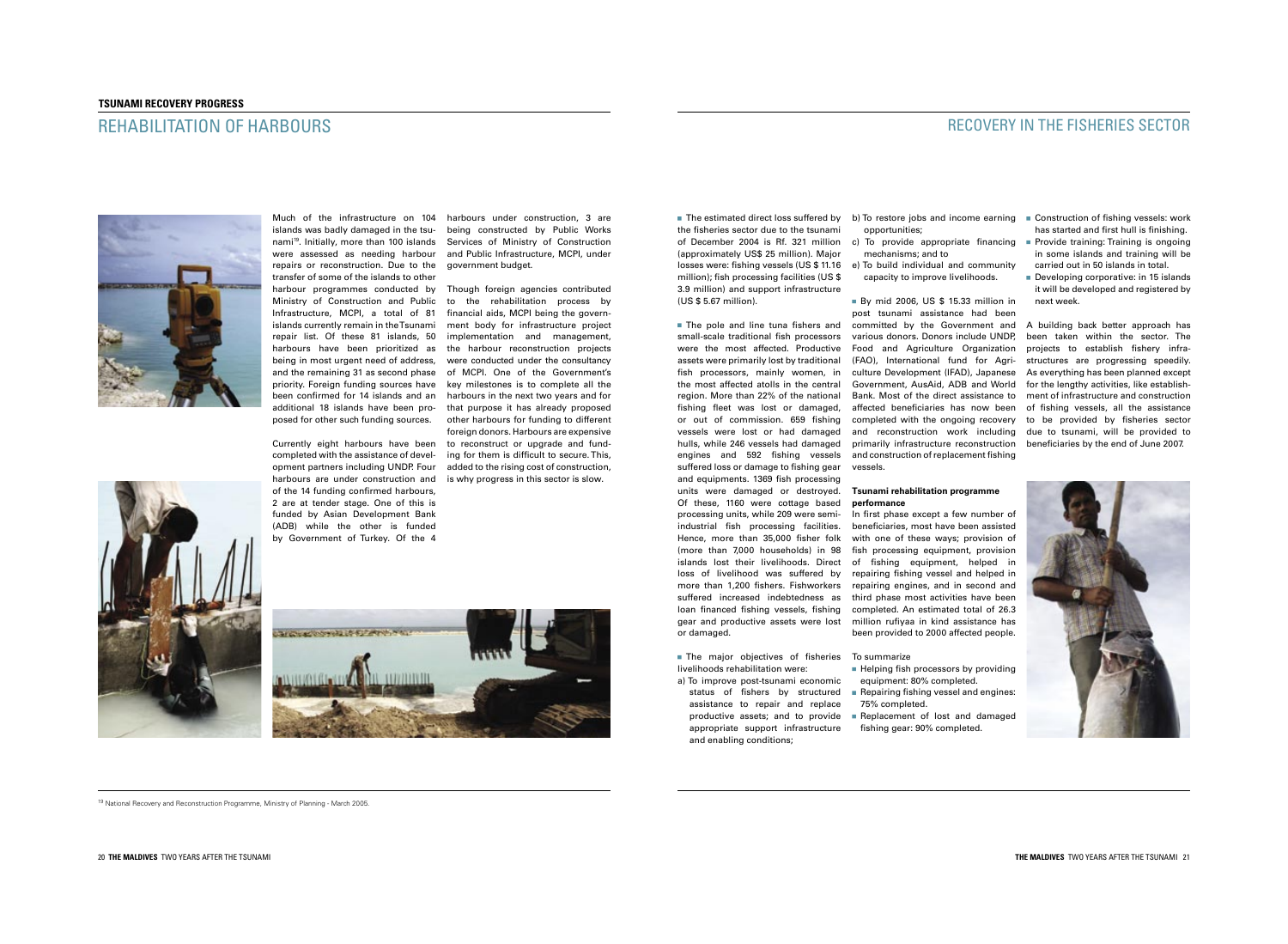**TSUNAMI RECOVERY PROGRESS**

# REHABILITATION OF HARBOURS

Much of the infrastructure on 104 islands was badly damaged in the tsunami[19]. Initially, more than 100 islands were assessed as needing harbour repairs or reconstruction. Due to the transfer of some of the islands to other harbour programmes conducted by Ministry of Construction and Public Infrastructure, MCPI, a total of 81 islands currently remain in the Tsunami repair list. Of these 81 islands, 50 harbours have been prioritized as being in most urgent need of address, and the remaining 31 as second phase priority. Foreign funding sources have been confirmed for 14 islands and an additional 18 islands have been proposed for other such funding sources.

Currently eight harbours have been completed with the assistance of development partners including UNDP. Four harbours are under construction and of the 14 funding confirmed harbours, 2 are at tender stage. One of this is funded by Asian Development Bank (ADB) while the other is funded by Government of Turkey. Of the 4 harbours under construction, 3 are being constructed by Public Works Services of Ministry of Construction and Public Infrastructure, MCPI, under government budget.

Though foreign agencies contributed to the rehabilitation process by financial aids, MCPI being the government body for infrastructure project implementation and management, the harbour reconstruction projects were conducted under the consultancy of MCPI. One of the Government's key milestones is to complete all the harbours in the next two years and for that purpose it has already proposed other harbours for funding to different foreign donors. Harbours are expensive to reconstruct or upgrade and funding for them is difficult to secure. This, added to the rising cost of construction, is why progress in this sector is slow.

[19] National Recovery and Reconstruction Programme, Ministry of Planning - March 2005.

# RECOVERY IN THE FISHERIES SECTOR

- The estimated direct loss suffered by the fisheries sector due to the tsunami of December 2004 is Rf. 321 million (approximately US$ 25 million). Major losses were: fishing vessels (US $ 11.16 million); fish processing facilities (US $ 3.9 million) and support infrastructure (US $ 5.67 million).

- The pole and line tuna fishers and small-scale traditional fish processors were the most affected. Productive assets were primarily lost by traditional fish processors, mainly women, in the most affected atolls in the central region. More than 22% of the national fishing fleet was lost or damaged, or out of commission. 659 fishing vessels were lost or had damaged hulls, while 246 vessels had damaged engines and 592 fishing vessels suffered loss or damage to fishing gear and equipments. 1369 fish processing units were damaged or destroyed. Of these, 1160 were cottage based processing units, while 209 were semi-industrial fish processing facilities. Hence, more than 35,000 fisher folk (more than 7,000 households) in 98 islands lost their livelihoods. Direct loss of livelihood was suffered by more than 1,200 fishers. Fishworkers suffered increased indebtedness as loan financed fishing vessels, fishing gear and productive assets were lost or damaged.

- The major objectives of fisheries livelihoods rehabilitation were:
  a) To improve post-tsunami economic status of fishers by structured assistance to repair and replace productive assets; and to provide appropriate support infrastructure and enabling conditions;
  b) To restore jobs and income earning opportunities;
  c) To provide appropriate financing mechanisms; and to
  e) To build individual and community capacity to improve livelihoods.

- By mid 2006, US $ 15.33 million in post tsunami assistance had been committed by the Government and various donors. Donors include UNDP, Food and Agriculture Organization (FAO), International fund for Agriculture Development (IFAD), Japanese Government, AusAid, ADB and World Bank. Most of the direct assistance to affected beneficiaries has now been completed with the ongoing recovery and reconstruction work including primarily infrastructure reconstruction and construction of replacement fishing vessels.

### Tsunami rehabilitation programme performance

In first phase except a few number of beneficiaries, most have been assisted with one of these ways; provision of fish processing equipment, provision of fishing equipment, helped in repairing fishing vessel and helped in repairing engines, and in second and third phase most activities have been completed. An estimated total of 26.3 million rufiyaa in kind assistance has been provided to 2000 affected people.

To summarize

- Helping fish processors by providing equipment: 80% completed.
- Repairing fishing vessel and engines: 75% completed.
- Replacement of lost and damaged fishing gear: 90% completed.
- Construction of fishing vessels: work has started and first hull is finishing.
- Provide training: Training is ongoing in some islands and training will be carried out in 50 islands in total.
- Developing corporative: in 15 islands it will be developed and registered by next week.

A building back better approach has been taken within the sector. The projects to establish fishery infrastructures are progressing speedily. As everything has been planned except for the lengthy activities, like establishment of infrastructure and construction of fishing vessels, all the assistance to be provided by fisheries sector due to tsunami, will be provided to beneficiaries by the end of June 2007.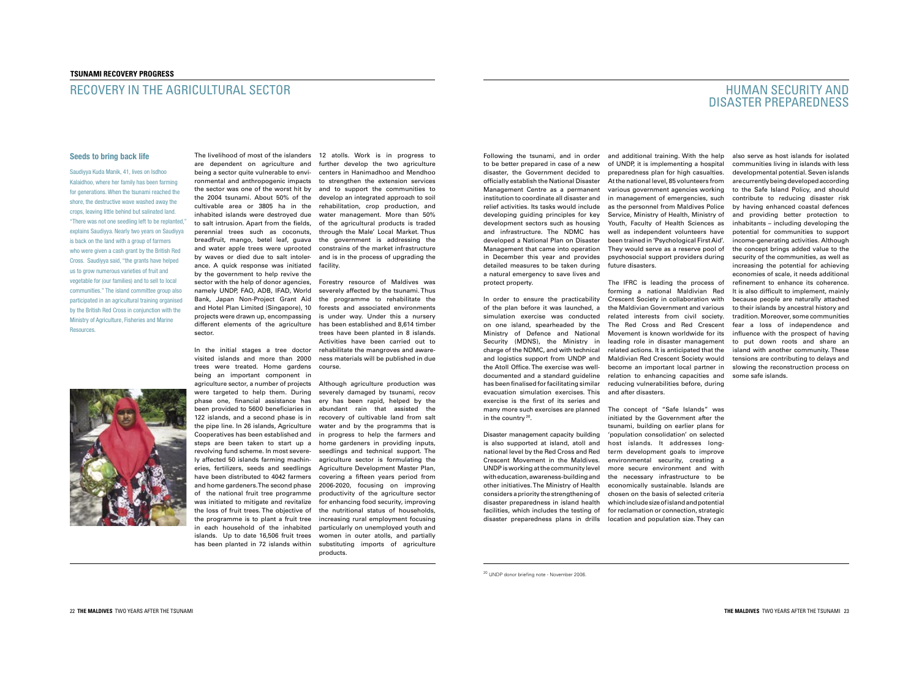# TSUNAMI RECOVERY PROGRESS

## RECOVERY IN THE AGRICULTURAL SECTOR

### Seeds to bring back life

Saudiyya Kuda Manik, 41, lives on Isdhoo Kalaidhoo, where her family has been farming for generations. When the tsunami reached the shore, the destructive wave washed away the crops, leaving little behind but salinated land. "There was not one seedling left to be replanted," explains Saudiyya. Nearly two years on Saudiyya is back on the land with a group of farmers who were given a cash grant by the British Red Cross. Saudiyya said, "the grants have helped us to grow numerous varieties of fruit and vegetable for (our families) and to sell to local communities." The island committee group also participated in an agricultural training organised by the British Red Cross in conjunction with the Ministry of Agriculture, Fisheries and Marine Resources.

The livelihood of most of the islanders are dependent on agriculture and being a sector quite vulnerable to environmental and anthropogenic impacts the sector was one of the worst hit by the 2004 tsunami. About 50% of the cultivable area or 3805 ha in the inhabited islands were destroyed due to salt intrusion. Apart from the fields, perennial trees such as coconuts, breadfruit, mango, betel leaf, guava and water apple trees were uprooted by waves or died due to salt intolerance. A quick response was initiated by the government to help revive the sector with the help of donor agencies, namely UNDP, FAO, ADB, IFAD, World Bank, Japan Non-Project Grant Aid and Hotel Plan Limited (Singapore), 10 projects were drawn up, encompassing different elements of the agriculture sector.

In the initial stages a tree doctor visited islands and more than 2000 trees were treated. Home gardens being an important component in agriculture sector, a number of projects were targeted to help them. During phase one, financial assistance has been provided to 5600 beneficiaries in 122 islands, and a second phase is in the pipe line. In 26 islands, Agriculture Cooperatives has been established and steps are been taken to start up a revolving fund scheme. In most severely affected 50 islands farming machineries, fertilizers, seeds and seedlings have been distributed to 4042 farmers and home gardeners. The second phase of the national fruit tree programme was initiated to mitigate and revitalize the loss of fruit trees. The objective of the programme is to plant a fruit tree in each household of the inhabited islands. Up to date 16,506 fruit trees has been planted in 72 islands within 12 atolls. Work is in progress to further develop the two agriculture centers in Hanimadhoo and Mendhoo to strengthen the extension services and to support the communities to develop an integrated approach to soil rehabilitation, crop production, and water management. More than 50% of the agricultural products is traded through the Male' Local Market. Thus the government is addressing the constrains of the market infrastructure and is in the process of upgrading the facility.

Forestry resource of Maldives was severely affected by the tsunami. Thus the programme to rehabilitate the forests and associated environments is under way. Under this a nursery has been established and 8,614 timber trees have been planted in 8 islands. Activities have been carried out to rehabilitate the mangroves and awareness materials will be published in due course.

Although agriculture production was severely damaged by tsunami, recovery has been rapid, helped by the abundant rain that assisted the recovery of cultivable land from salt water and by the programms that is in progress to help the farmers and home gardeners in providing inputs, seedlings and technical support. The agriculture sector is formulating the Agriculture Development Master Plan, covering a fifteen years period from 2006-2020, focusing on improving productivity of the agriculture sector for enhancing food security, improving the nutritional status of households, increasing rural employment focusing particularly on unemployed youth and women in outer atolls, and partially substituting imports of agriculture products.

## HUMAN SECURITY AND DISASTER PREPAREDNESS

Following the tsunami, and in order to be better prepared in case of a new disaster, the Government decided to officially establish the National Disaster Management Centre as a permanent institution to coordinate all disaster and relief activities. Its tasks would include developing guiding principles for key development sectors such as housing and infrastructure. The NDMC has developed a National Plan on Disaster Management that came into operation in December this year and provides detailed measures to be taken during a natural emergency to save lives and protect property.

In order to ensure the practicability of the plan before it was launched, a simulation exercise was conducted on one island, spearheaded by the Ministry of Defence and National Security (MDNS), the Ministry in charge of the NDMC, and with technical and logistics support from UNDP and the Atoll Office. The exercise was well-documented and a standard guideline has been finalised for facilitating similar evacuation simulation exercises. This exercise is the first of its series and many more such exercises are planned in the country[20].

Disaster management capacity building is also supported at island, atoll and national level by the Red Cross and Red Crescent Movement in the Maldives. UNDP is working at the community level with education, awareness-building and other initiatives. The Ministry of Health considers a priority the strengthening of disaster preparedness in island health facilities, which includes the testing of disaster preparedness plans in drills and additional training. With the help of UNDP, it is implementing a hospital preparedness plan for high casualties. At the national level, 85 volunteers from various government agencies working in management of emergencies, such as the personnel from Maldives Police Service, Ministry of Health, Ministry of Youth, Faculty of Health Sciences as well as independent volunteers have been trained in 'Psychological First Aid'. They would serve as a reserve pool of psychosocial support providers during future disasters.

The IFRC is leading the process of forming a national Maldivian Red Crescent Society in collaboration with the Maldivian Government and various related interests from civil society. The Red Cross and Red Crescent Movement is known worldwide for its leading role in disaster management related actions. It is anticipated that the Maldivian Red Crescent Society would become an important local partner in relation to enhancing capacities and reducing vulnerabilities before, during and after disasters.

The concept of "Safe Islands" was initiated by the Government after the tsunami, building on earlier plans for 'population consolidation' on selected host islands. It addresses long-term development goals to improve environmental security, creating a more secure environment and with the necessary infrastructure to be economically sustainable. Islands are chosen on the basis of selected criteria which include size of island and potential for reclamation or connection, strategic location and population size. They can also serve as host islands for isolated communities living in islands with less developmental potential. Seven islands are currently being developed according to the Safe Island Policy, and should contribute to reducing disaster risk by having enhanced coastal defences and providing better protection to inhabitants – including developing the potential for communities to support income-generating activities. Although the concept brings added value to the security of the communities, as well as increasing the potential for achieving economies of scale, it needs additional refinement to enhance its coherence. It is also difficult to implement, mainly because people are naturally attached to their islands by ancestral history and tradition. Moreover, some communities fear a loss of independence and influence with the prospect of having to put down roots and share an island with another community. These tensions are contributing to delays and slowing the reconstruction process on some safe islands.

---

[20] UNDP donor briefing note - November 2006.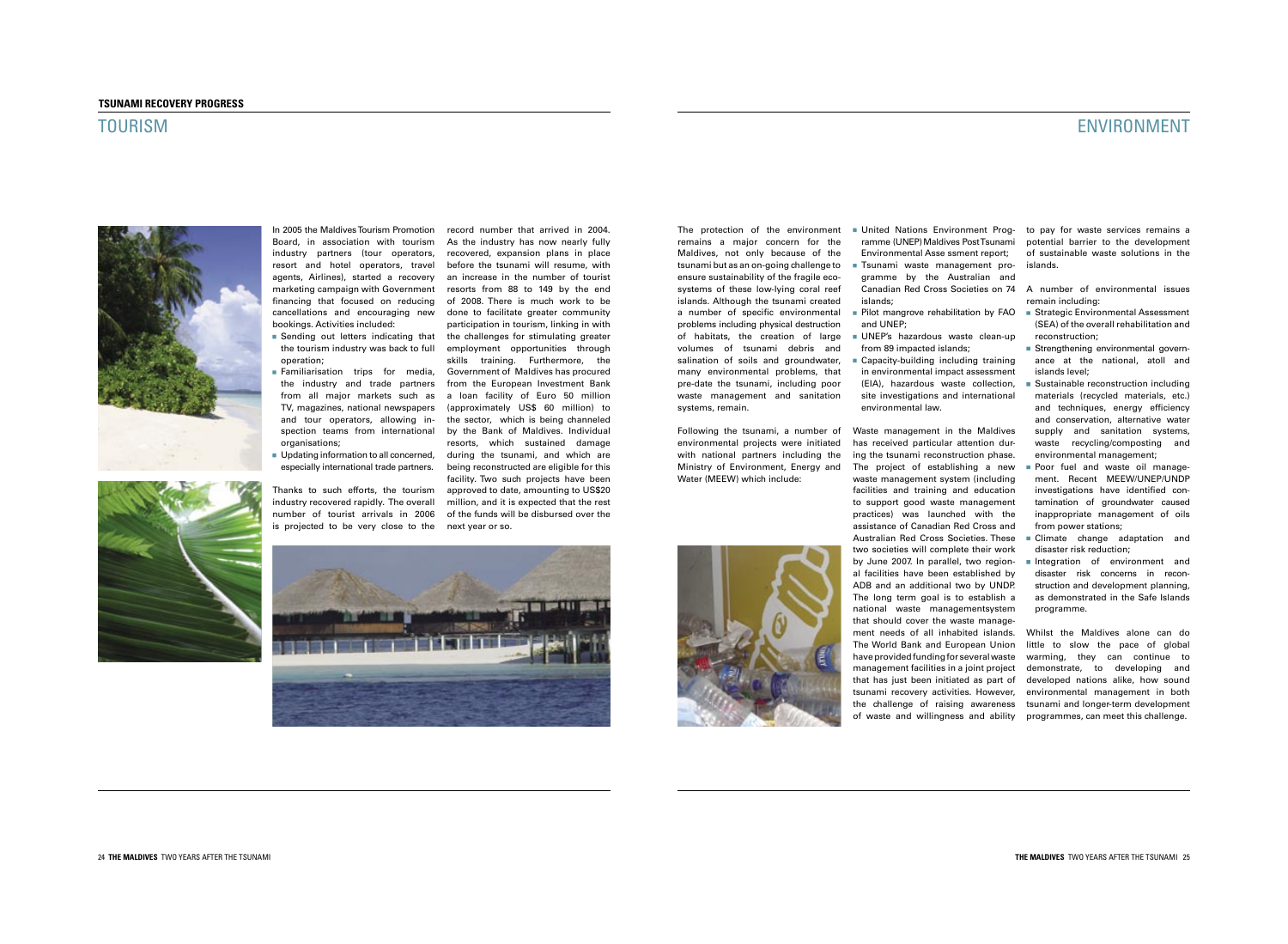## TSUNAMI RECOVERY PROGRESS

# TOURISM

In 2005 the Maldives Tourism Promotion Board, in association with tourism industry partners (tour operators, resort and hotel operators, travel agents, Airlines), started a recovery marketing campaign with Government financing that focused on reducing cancellations and encouraging new bookings. Activities included:

- Sending out letters indicating that the tourism industry was back to full operation;
- Familiarisation trips for media, the industry and trade partners from all major markets such as TV, magazines, national newspapers and tour operators, allowing inspection teams from international organisations;
- Updating information to all concerned, especially international trade partners.

Thanks to such efforts, the tourism industry recovered rapidly. The overall number of tourist arrivals in 2006 is projected to be very close to the record number that arrived in 2004. As the industry has now nearly fully recovered, expansion plans in place before the tsunami will resume, with an increase in the number of tourist resorts from 88 to 149 by the end of 2008. There is much work to be done to facilitate greater community participation in tourism, linking in with the challenges for stimulating greater employment opportunities through skills training. Furthermore, the Government of Maldives has procured a loan facility of Euro 50 million (approximately US$ 60 million) to the sector, which is being channeled by the Bank of Maldives. Individual resorts, which sustained damage during the tsunami, and which are being reconstructed are eligible for this facility. Two such projects have been approved to date, amounting to US$20 million, and it is expected that the rest of the funds will be disbursed over the next year or so.

# ENVIRONMENT

The protection of the environment remains a major concern for the Maldives, not only because of the tsunami but as an on-going challenge to ensure sustainability of the fragile eco-systems of these low-lying coral reef islands. Although the tsunami created a number of specific environmental problems including physical destruction of habitats, the creation of large volumes of tsunami debris and salination of soils and groundwater, many environmental problems, that pre-date the tsunami, including poor waste management and sanitation systems, remain.

Following the tsunami, a number of environmental projects were initiated with national partners including the Ministry of Environment, Energy and Water (MEEW) which include:

- United Nations Environment Programme (UNEP) Maldives Post Tsunami Environmental Asse ssment report;
- Tsunami waste management programme by the Australian and Canadian Red Cross Societies on 74 islands;
- Pilot mangrove rehabilitation by FAO and UNEP;
- UNEP's hazardous waste clean-up from 89 impacted islands;
- Capacity-building including training in environmental impact assessment (EIA), hazardous waste collection, site investigations and international environmental law.

Waste management in the Maldives has received particular attention during the tsunami reconstruction phase. The project of establishing a new waste management system (including facilities and training and education to support good waste management practices) was launched with the assistance of Canadian Red Cross and Australian Red Cross Societies. These two societies will complete their work by June 2007. In parallel, two regional facilities have been established by ADB and an additional two by UNDP. The long term goal is to establish a national waste managementsystem that should cover the waste management needs of all inhabited islands. The World Bank and European Union have provided funding for several waste management facilities in a joint project that has just been initiated as part of tsunami recovery activities. However, the challenge of raising awareness of waste and willingness and ability to pay for waste services remains a potential barrier to the development of sustainable waste solutions in the islands.

A number of environmental issues remain including:

- Strategic Environmental Assessment (SEA) of the overall rehabilitation and reconstruction;
- Strengthening environmental governance at the national, atoll and islands level;
- Sustainable reconstruction including materials (recycled materials, etc.) and techniques, energy efficiency and conservation, alternative water supply and sanitation systems, waste recycling/composting and environmental management;
- Poor fuel and waste oil management. Recent MEEW/UNEP/UNDP investigations have identified contamination of groundwater caused inappropriate management of oils from power stations;
- Climate change adaptation and disaster risk reduction;
- Integration of environment and disaster risk concerns in reconstruction and development planning, as demonstrated in the Safe Islands programme.

Whilst the Maldives alone can do little to slow the pace of global warming, they can continue to demonstrate, to developing and developed nations alike, how sound environmental management in both tsunami and longer-term development programmes, can meet this challenge.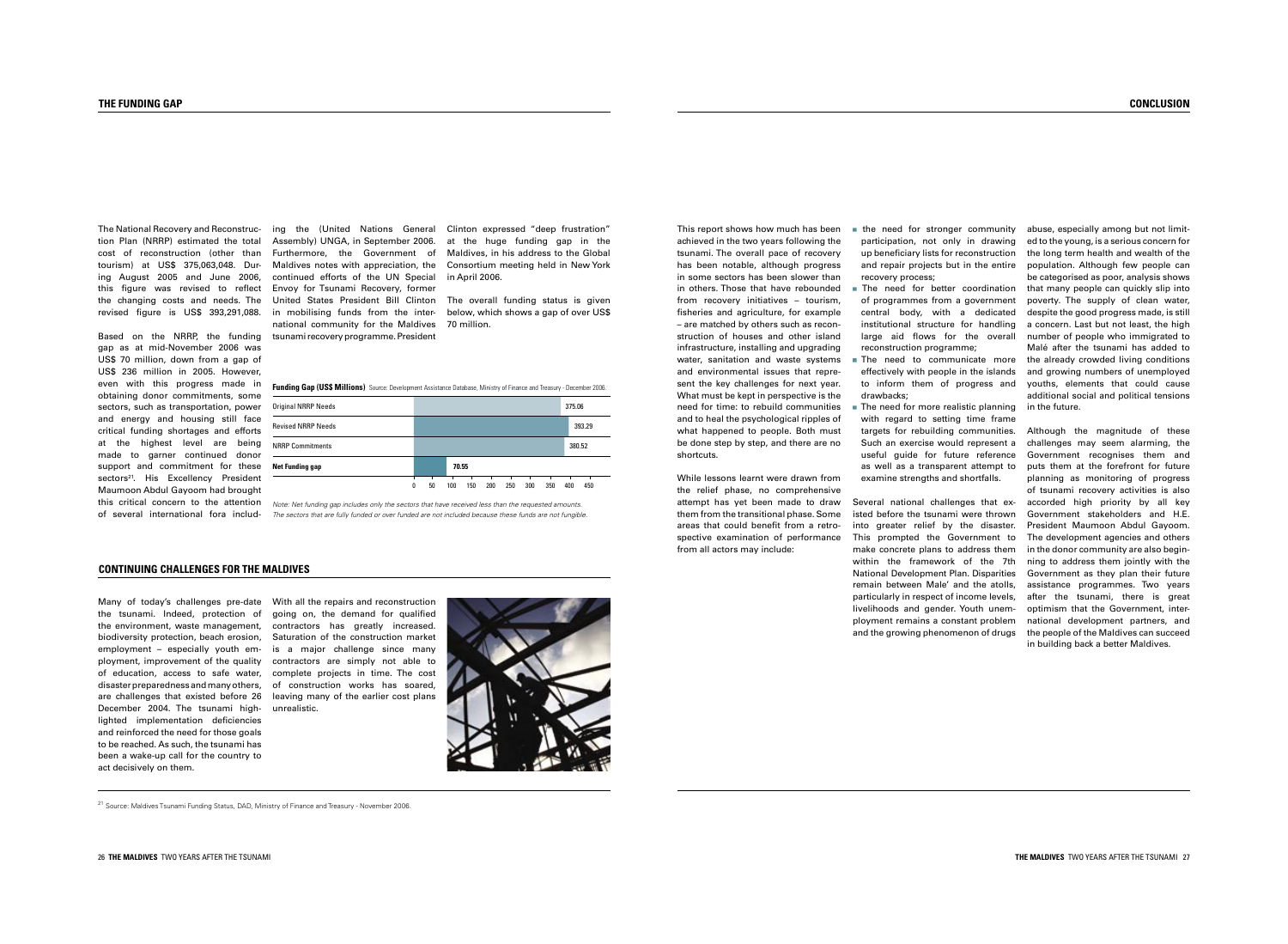## THE FUNDING GAP

The National Recovery and Reconstruction Plan (NRRP) estimated the total cost of reconstruction (other than tourism) at US$ 375,063,048. During August 2005 and June 2006, this figure was revised to reflect the changing costs and needs. The revised figure is US$ 393,291,088.

Based on the NRRP, the funding gap as at mid-November 2006 was US$ 70 million, down from a gap of US$ 236 million in 2005. However, even with this progress made in obtaining donor commitments, some sectors, such as transportation, power and energy and housing still face critical funding shortages and efforts at the highest level are being made to garner continued donor support and commitment for these sectors[21]. His Excellency President Maumoon Abdul Gayoom had brought this critical concern to the attention of several international fora including the (United Nations General Assembly) UNGA, in September 2006. Furthermore, the Government of Maldives notes with appreciation, the continued efforts of the UN Special Envoy for Tsunami Recovery, former United States President Bill Clinton in mobilising funds from the international community for the Maldives tsunami recovery programme. President Clinton expressed "deep frustration" at the huge funding gap in the Maldives, in his address to the Global Consortium meeting held in New York in April 2006.

The overall funding status is given below, which shows a gap of over US$ 70 million.

**Funding Gap (US$ Millions)** Source: Development Assistance Database, Ministry of Finance and Treasury - December 2006.

| | US$ Millions |
|---|---|
| Original NRRP Needs | 375.06 |
| Revised NRRP Needs | 393.29 |
| NRRP Commitments | 380.52 |
| **Net Funding gap** | 70.55 |

*Note: Net funding gap includes only the sectors that have received less than the requested amounts. The sectors that are fully funded or over funded are not included because these funds are not fungible.*

## CONTINUING CHALLENGES FOR THE MALDIVES

Many of today's challenges pre-date the tsunami. Indeed, protection of the environment, waste management, biodiversity protection, beach erosion, employment – especially youth employment, improvement of the quality of education, access to safe water, disaster preparedness and many others, are challenges that existed before 26 December 2004. The tsunami highlighted implementation deficiencies and reinforced the need for those goals to be reached. As such, the tsunami has been a wake-up call for the country to act decisively on them.

With all the repairs and reconstruction going on, the demand for qualified contractors has greatly increased. Saturation of the construction market is a major challenge since many contractors are simply not able to complete projects in time. The cost of construction works has soared, leaving many of the earlier cost plans unrealistic.

[21] Source: Maldives Tsunami Funding Status, DAD, Ministry of Finance and Treasury - November 2006.

## CONCLUSION

This report shows how much has been achieved in the two years following the tsunami. The overall pace of recovery has been notable, although progress in some sectors has been slower than in others. Those that have rebounded from recovery initiatives – tourism, fisheries and agriculture, for example – are matched by others such as reconstruction of houses and other island infrastructure, installing and upgrading water, sanitation and waste systems and environmental issues that represent the key challenges for next year. What must be kept in perspective is the need for time: to rebuild communities and to heal the psychological ripples of what happened to people. Both must be done step by step, and there are no shortcuts.

While lessons learnt were drawn from the relief phase, no comprehensive attempt has yet been made to draw them from the transitional phase. Some areas that could benefit from a retrospective examination of performance from all actors may include:

- the need for stronger community participation, not only in drawing up beneficiary lists for reconstruction and repair projects but in the entire recovery process;
- The need for better coordination of programmes from a government central body, with a dedicated institutional structure for handling large aid flows for the overall reconstruction programme;
- The need to communicate more effectively with people in the islands to inform them of progress and drawbacks;
- The need for more realistic planning with regard to setting time frame targets for rebuilding communities. Such an exercise would represent a useful guide for future reference as well as a transparent attempt to examine strengths and shortfalls.

Several national challenges that existed before the tsunami were thrown into greater relief by the disaster. This prompted the Government to make concrete plans to address them within the framework of the 7th National Development Plan. Disparities remain between Male' and the atolls, particularly in respect of income levels, livelihoods and gender. Youth unemployment remains a constant problem and the growing phenomenon of drugs abuse, especially among but not limited to the young, is a serious concern for the long term health and wealth of the population. Although few people can be categorised as poor, analysis shows that many people can quickly slip into poverty. The supply of clean water, despite the good progress made, is still a concern. Last but not least, the high number of people who immigrated to Malé after the tsunami has added to the already crowded living conditions and growing numbers of unemployed youths, elements that could cause additional social and political tensions in the future.

Although the magnitude of these challenges may seem alarming, the Government recognises them and puts them at the forefront for future planning as monitoring of progress of tsunami recovery activities is also accorded high priority by all key Government stakeholders and H.E. President Maumoon Abdul Gayoom. The development agencies and others in the donor community are also beginning to address them jointly with the Government as they plan their future assistance programmes. Two years after the tsunami, there is great optimism that the Government, international development partners, and the people of the Maldives can succeed in building back a better Maldives.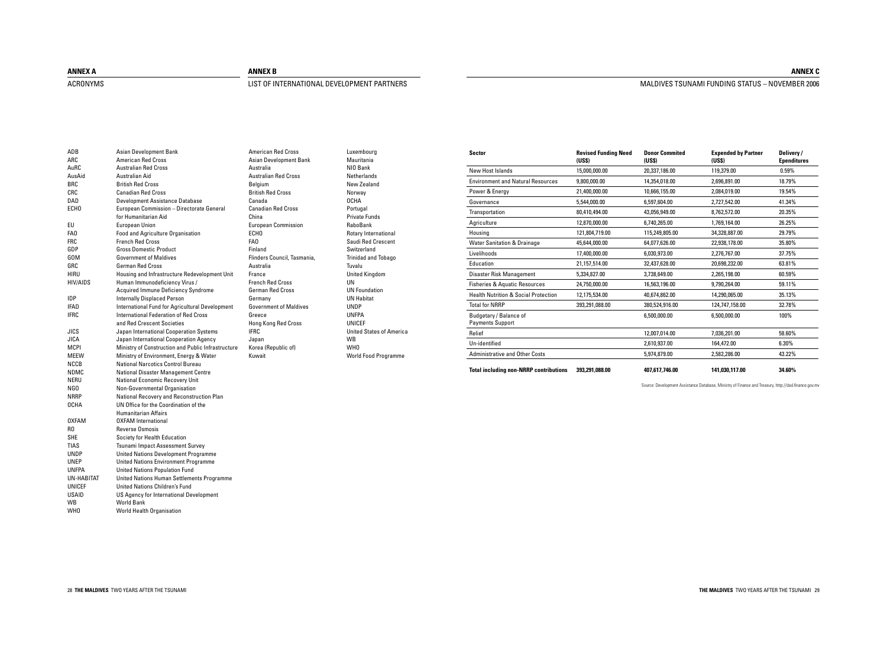## ANNEX A

### ACRONYMS

| | |
|---|---|
| ADB | Asian Development Bank |
| ARC | American Red Cross |
| AuRC | Australian Red Cross |
| AusAid | Australian Aid |
| BRC | British Red Cross |
| CRC | Canadian Red Cross |
| DAD | Development Assistance Database |
| ECHO | European Commission – Directorate General for Humanitarian Aid |
| EU | European Union |
| FAO | Food and Agriculture Organisation |
| FRC | French Red Cross |
| GDP | Gross Domestic Product |
| GOM | Government of Maldives |
| GRC | German Red Cross |
| HIRU | Housing and Infrastructure Redevelopment Unit |
| HIV/AIDS | Human Immunodeficiency Virus / Acquired Immune Deficiency Syndrome |
| IDP | Internally Displaced Person |
| IFAD | International Fund for Agricultural Development |
| IFRC | International Federation of Red Cross and Red Crescent Societies |
| JICS | Japan International Cooperation Systems |
| JICA | Japan International Cooperation Agency |
| MCPI | Ministry of Construction and Public Infrastructure |
| MEEW | Ministry of Environment, Energy & Water |
| NCCB | National Narcotics Control Bureau |
| NDMC | National Disaster Management Centre |
| NERU | National Economic Recovery Unit |
| NGO | Non-Governmental Organisation |
| NRRP | National Recovery and Reconstruction Plan |
| OCHA | UN Office for the Coordination of the Humanitarian Affairs |
| OXFAM | OXFAM International |
| RO | Reverse Osmosis |
| SHE | Society for Health Education |
| TIAS | Tsunami Impact Assessment Survey |
| UNDP | United Nations Development Programme |
| UNEP | United Nations Environment Programme |
| UNFPA | United Nations Population Fund |
| UN-HABITAT | United Nations Human Settlements Programme |
| UNICEF | United Nations Children's Fund |
| USAID | US Agency for International Development |
| WB | World Bank |
| WHO | World Health Organisation |

## ANNEX B

### LIST OF INTERNATIONAL DEVELOPMENT PARTNERS

- American Red Cross
- Asian Development Bank
- Australia
- Australian Red Cross
- Belgium
- British Red Cross
- Canada
- Canadian Red Cross
- China
- European Commission
- ECHO
- FAO
- Finland
- Flinders Council, Tasmania, Australia
- France
- French Red Cross
- German Red Cross
- Germany
- Government of Maldives
- Greece
- Hong Kong Red Cross
- IFRC
- Japan
- Korea (Republic of)
- Kuwait
- Luxembourg
- Mauritania
- NIO Bank
- Netherlands
- New Zealand
- Norway
- OCHA
- Portugal
- Private Funds
- RaboBank
- Rotary International
- Saudi Red Crescent
- Switzerland
- Trinidad and Tobago
- Tuvalu
- United Kingdom
- UN
- UN Foundation
- UN Habitat
- UNDP
- UNFPA
- UNICEF
- United States of America
- WB
- WHO
- World Food Programme

## ANNEX C

### MALDIVES TSUNAMI FUNDING STATUS – NOVEMBER 2006

| Sector | Revised Funding Need (US$) | Donor Commited (US$) | Expended by Partner (US$) | Delivery / Ependitures |
|---|---|---|---|---|
| New Host Islands | 15,000,000.00 | 20,337,186.00 | 119,379.00 | 0.59% |
| Environment and Natural Resources | 9,800,000.00 | 14,354,018.00 | 2,696,891.00 | 18.79% |
| Power & Energy | 21,400,000.00 | 10,666,155.00 | 2,084,019.00 | 19.54% |
| Governance | 5,544,000.00 | 6,597,604.00 | 2,727,542.00 | 41.34% |
| Transportation | 80,410,494.00 | 43,056,949.00 | 8,762,572.00 | 20.35% |
| Agriculture | 12,870,000.00 | 6,740,265.00 | 1,769,164.00 | 26.25% |
| Housing | 121,804,719.00 | 115,249,805.00 | 34,328,887.00 | 29.79% |
| Water Sanitation & Drainage | 45,644,000.00 | 64,077,626.00 | 22,938,178.00 | 35.80% |
| Livelihoods | 17,400,000.00 | 6,030,973.00 | 2,276,767.00 | 37.75% |
| Education | 21,157,514.00 | 32,437,628.00 | 20,698,232.00 | 63.81% |
| Disaster Risk Management | 5,334,827.00 | 3,738,649.00 | 2,265,198.00 | 60.59% |
| Fisheries & Aquatic Resources | 24,750,000.00 | 16,563,196.00 | 9,790,264.00 | 59.11% |
| Health Nutrition & Social Protection | 12,175,534.00 | 40,674,862.00 | 14,290,065.00 | 35.13% |
| Total for NRRP | 393,291,088.00 | 380,524,916.00 | 124,747,158.00 | 32.78% |
| Budgetary / Balance of Payments Support | | 6,500,000.00 | 6,500,000.00 | 100% |
| Relief | | 12,007,014.00 | 7,036,201.00 | 58.60% |
| Un-identified | | 2,610,937.00 | 164,472.00 | 6.30% |
| Administrative and Other Costs | | 5,974,879.00 | 2,582,286.00 | 43.22% |
| **Total including non-NRRP contributions** | **393,291,088.00** | **407,617,746.00** | **141,030,117.00** | **34.60%** |

Source: Development Assistance Database, Ministry of Finance and Treasury, http://dad.finance.gov.mv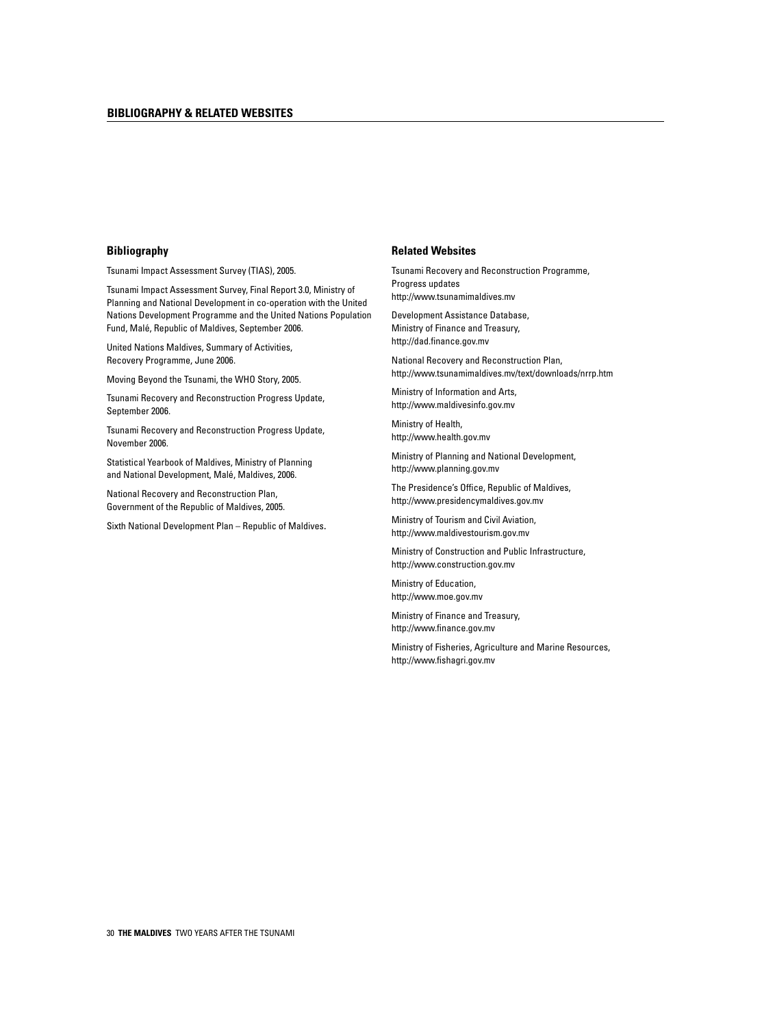## BIBLIOGRAPHY & RELATED WEBSITES

### Bibliography

Tsunami Impact Assessment Survey (TIAS), 2005.

Tsunami Impact Assessment Survey, Final Report 3.0, Ministry of Planning and National Development in co-operation with the United Nations Development Programme and the United Nations Population Fund, Malé, Republic of Maldives, September 2006.

United Nations Maldives, Summary of Activities, Recovery Programme, June 2006.

Moving Beyond the Tsunami, the WHO Story, 2005.

Tsunami Recovery and Reconstruction Progress Update, September 2006.

Tsunami Recovery and Reconstruction Progress Update, November 2006.

Statistical Yearbook of Maldives, Ministry of Planning and National Development, Malé, Maldives, 2006.

National Recovery and Reconstruction Plan, Government of the Republic of Maldives, 2005.

Sixth National Development Plan – Republic of Maldives.

### Related Websites

Tsunami Recovery and Reconstruction Programme, Progress updates
http://www.tsunamimaldives.mv

Development Assistance Database, Ministry of Finance and Treasury,
http://dad.finance.gov.mv

National Recovery and Reconstruction Plan,
http://www.tsunamimaldives.mv/text/downloads/nrrp.htm

Ministry of Information and Arts,
http://www.maldivesinfo.gov.mv

Ministry of Health,
http://www.health.gov.mv

Ministry of Planning and National Development,
http://www.planning.gov.mv

The Presidence's Office, Republic of Maldives,
http://www.presidencymaldives.gov.mv

Ministry of Tourism and Civil Aviation,
http://www.maldivestourism.gov.mv

Ministry of Construction and Public Infrastructure,
http://www.construction.gov.mv

Ministry of Education,
http://www.moe.gov.mv

Ministry of Finance and Treasury,
http://www.finance.gov.mv

Ministry of Fisheries, Agriculture and Marine Resources,
http://www.fishagri.gov.mv